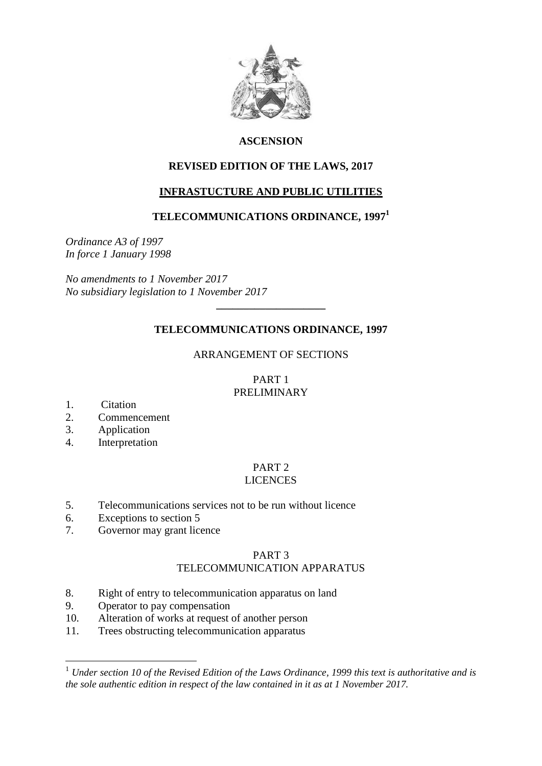# ASCENSION

## REVISED EDITION OF THE LAWS, 2017

## INFRASTUCTURE AND PUBLIC UTILITIES

## TELECOMMUNICATIONS ORDINANCE, 1997[1]

*Ordinance A3 of 1997*
*In force 1 January 1998*

*No amendments to 1 November 2017*
*No subsidiary legislation to 1 November 2017*

---

## TELECOMMUNICATIONS ORDINANCE, 1997

ARRANGEMENT OF SECTIONS

PART 1
PRELIMINARY

1. Citation
2. Commencement
3. Application
4. Interpretation

PART 2
LICENCES

5. Telecommunications services not to be run without licence
6. Exceptions to section 5
7. Governor may grant licence

PART 3
TELECOMMUNICATION APPARATUS

8. Right of entry to telecommunication apparatus on land
9. Operator to pay compensation
10. Alteration of works at request of another person
11. Trees obstructing telecommunication apparatus

---

[1] *Under section 10 of the Revised Edition of the Laws Ordinance, 1999 this text is authoritative and is the sole authentic edition in respect of the law contained in it as at 1 November 2017.*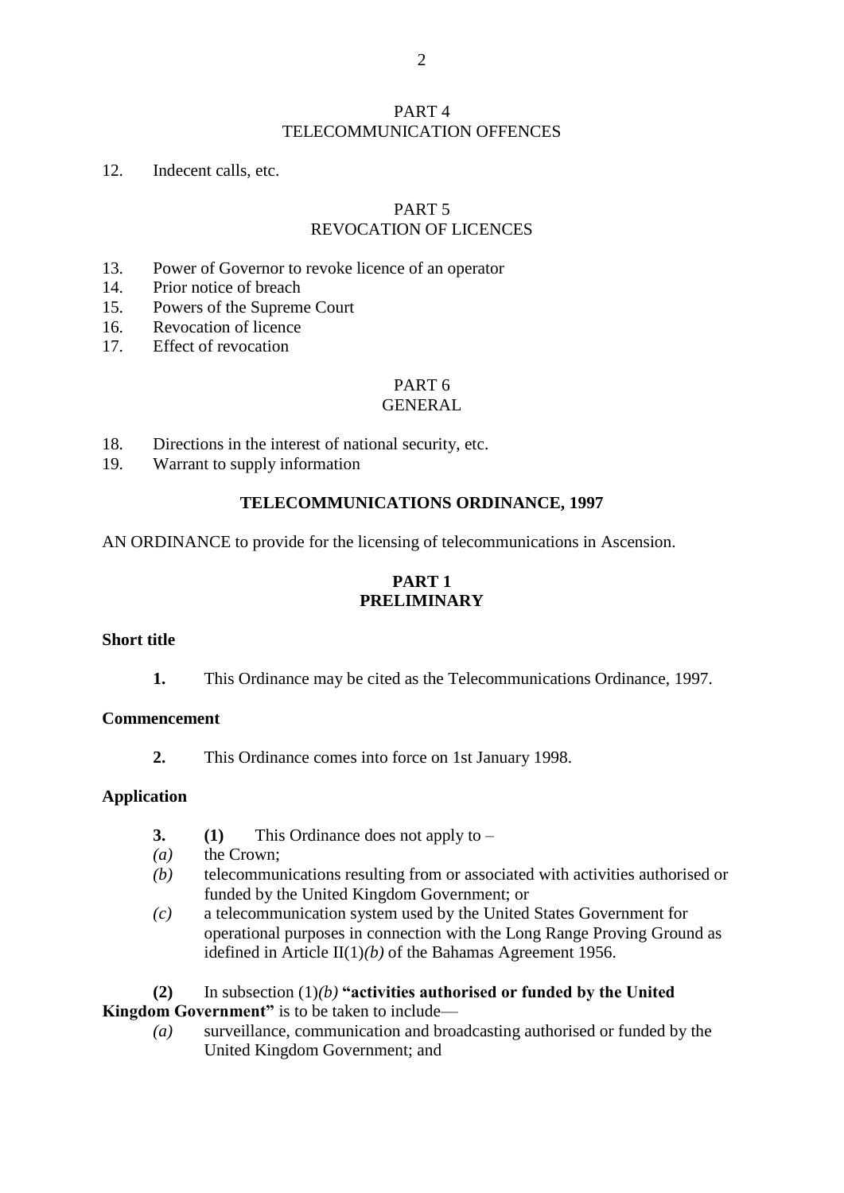PART 4
TELECOMMUNICATION OFFENCES

12. Indecent calls, etc.

PART 5
REVOCATION OF LICENCES

13. Power of Governor to revoke licence of an operator
14. Prior notice of breach
15. Powers of the Supreme Court
16. Revocation of licence
17. Effect of revocation

PART 6
GENERAL

18. Directions in the interest of national security, etc.
19. Warrant to supply information

**TELECOMMUNICATIONS ORDINANCE, 1997**

AN ORDINANCE to provide for the licensing of telecommunications in Ascension.

## PART 1
## PRELIMINARY

**Short title**

**1.** This Ordinance may be cited as the Telecommunications Ordinance, 1997.

**Commencement**

**2.** This Ordinance comes into force on 1st January 1998.

**Application**

**3.** **(1)** This Ordinance does not apply to –

*(a)* the Crown;

*(b)* telecommunications resulting from or associated with activities authorised or funded by the United Kingdom Government; or

*(c)* a telecommunication system used by the United States Government for operational purposes in connection with the Long Range Proving Ground as idefined in Article II(1)*(b)* of the Bahamas Agreement 1956.

**(2)** In subsection (1)*(b)* **"activities authorised or funded by the United Kingdom Government"** is to be taken to include—

*(a)* surveillance, communication and broadcasting authorised or funded by the United Kingdom Government; and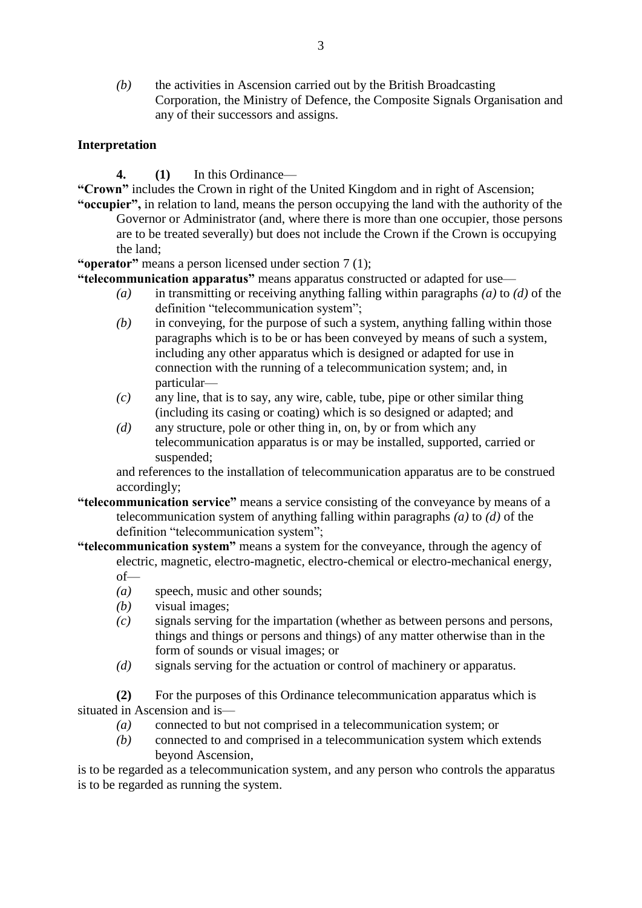*(b)* the activities in Ascension carried out by the British Broadcasting Corporation, the Ministry of Defence, the Composite Signals Organisation and any of their successors and assigns.

### Interpretation

**4.** **(1)** In this Ordinance—

**"Crown"** includes the Crown in right of the United Kingdom and in right of Ascension;

**"occupier",** in relation to land, means the person occupying the land with the authority of the Governor or Administrator (and, where there is more than one occupier, those persons are to be treated severally) but does not include the Crown if the Crown is occupying the land;

**"operator"** means a person licensed under section 7 (1);

**"telecommunication apparatus"** means apparatus constructed or adapted for use—

- *(a)* in transmitting or receiving anything falling within paragraphs *(a)* to *(d)* of the definition "telecommunication system";
- *(b)* in conveying, for the purpose of such a system, anything falling within those paragraphs which is to be or has been conveyed by means of such a system, including any other apparatus which is designed or adapted for use in connection with the running of a telecommunication system; and, in particular—
- *(c)* any line, that is to say, any wire, cable, tube, pipe or other similar thing (including its casing or coating) which is so designed or adapted; and
- *(d)* any structure, pole or other thing in, on, by or from which any telecommunication apparatus is or may be installed, supported, carried or suspended;

and references to the installation of telecommunication apparatus are to be construed accordingly;

**"telecommunication service"** means a service consisting of the conveyance by means of a telecommunication system of anything falling within paragraphs *(a)* to *(d)* of the definition "telecommunication system";

**"telecommunication system"** means a system for the conveyance, through the agency of electric, magnetic, electro-magnetic, electro-chemical or electro-mechanical energy, of—

- *(a)* speech, music and other sounds;
- *(b)* visual images;
- *(c)* signals serving for the impartation (whether as between persons and persons, things and things or persons and things) of any matter otherwise than in the form of sounds or visual images; or
- *(d)* signals serving for the actuation or control of machinery or apparatus.

**(2)** For the purposes of this Ordinance telecommunication apparatus which is situated in Ascension and is—

- *(a)* connected to but not comprised in a telecommunication system; or
- *(b)* connected to and comprised in a telecommunication system which extends beyond Ascension,

is to be regarded as a telecommunication system, and any person who controls the apparatus is to be regarded as running the system.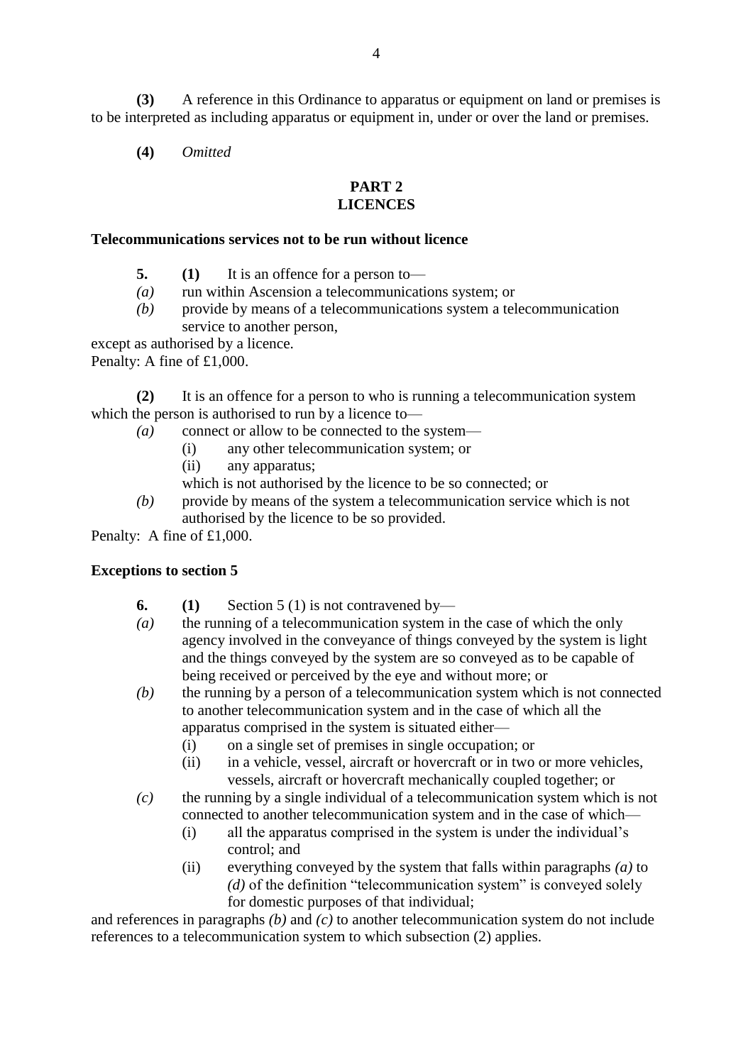**(3)** A reference in this Ordinance to apparatus or equipment on land or premises is to be interpreted as including apparatus or equipment in, under or over the land or premises.

**(4)** *Omitted*

## PART 2
## LICENCES

### Telecommunications services not to be run without licence

**5.** **(1)** It is an offence for a person to—

*(a)* run within Ascension a telecommunications system; or

*(b)* provide by means of a telecommunications system a telecommunication service to another person,

except as authorised by a licence.

Penalty: A fine of £1,000.

**(2)** It is an offence for a person to who is running a telecommunication system which the person is authorised to run by a licence to—

*(a)* connect or allow to be connected to the system—

(i) any other telecommunication system; or

(ii) any apparatus;

which is not authorised by the licence to be so connected; or

*(b)* provide by means of the system a telecommunication service which is not authorised by the licence to be so provided.

Penalty: A fine of £1,000.

### Exceptions to section 5

**6.** **(1)** Section 5 (1) is not contravened by—

*(a)* the running of a telecommunication system in the case of which the only agency involved in the conveyance of things conveyed by the system is light and the things conveyed by the system are so conveyed as to be capable of being received or perceived by the eye and without more; or

*(b)* the running by a person of a telecommunication system which is not connected to another telecommunication system and in the case of which all the apparatus comprised in the system is situated either—

(i) on a single set of premises in single occupation; or

(ii) in a vehicle, vessel, aircraft or hovercraft or in two or more vehicles, vessels, aircraft or hovercraft mechanically coupled together; or

*(c)* the running by a single individual of a telecommunication system which is not connected to another telecommunication system and in the case of which—

(i) all the apparatus comprised in the system is under the individual's control; and

(ii) everything conveyed by the system that falls within paragraphs *(a)* to *(d)* of the definition "telecommunication system" is conveyed solely for domestic purposes of that individual;

and references in paragraphs *(b)* and *(c)* to another telecommunication system do not include references to a telecommunication system to which subsection (2) applies.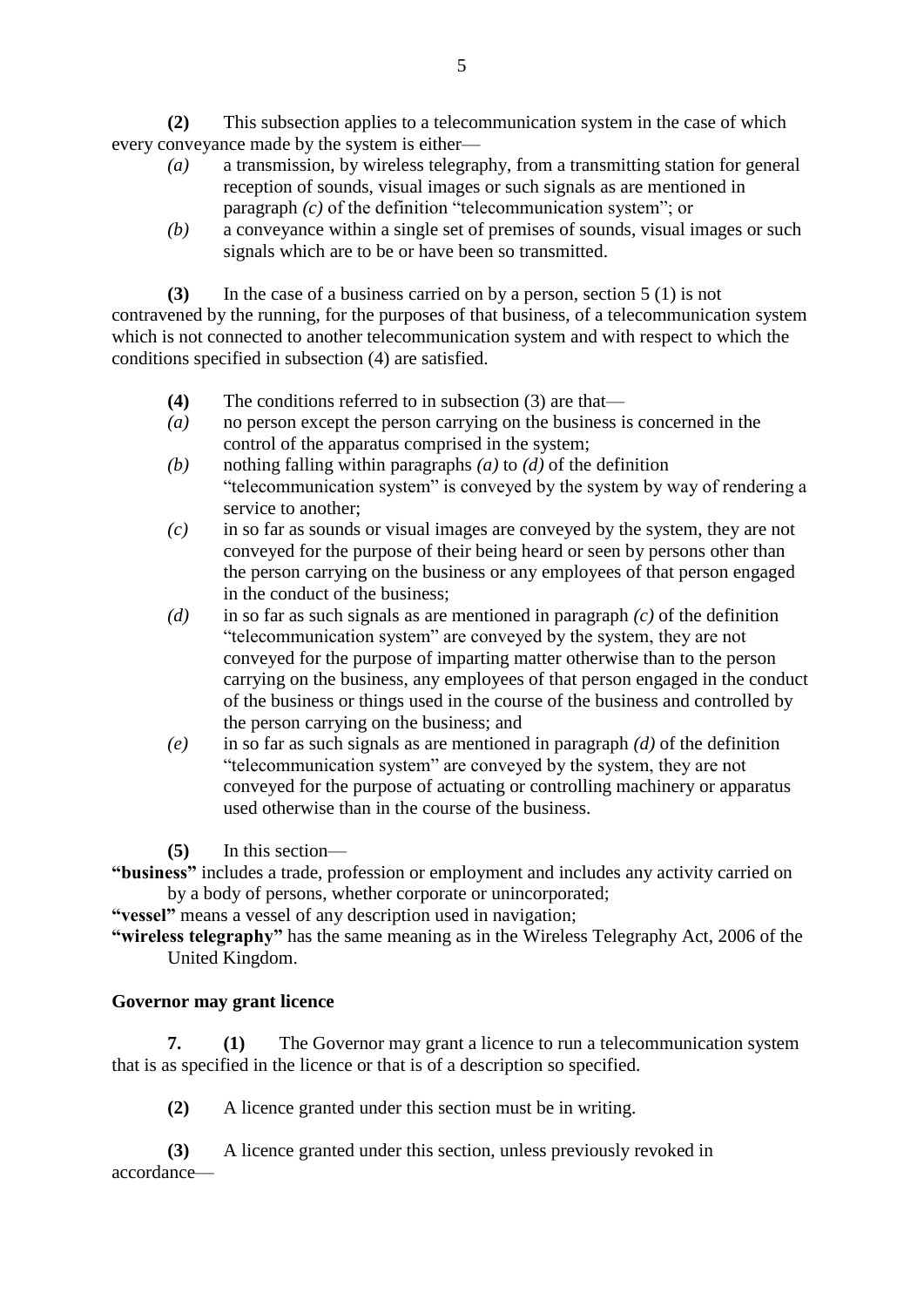**(2)** This subsection applies to a telecommunication system in the case of which every conveyance made by the system is either—

*(a)* a transmission, by wireless telegraphy, from a transmitting station for general reception of sounds, visual images or such signals as are mentioned in paragraph *(c)* of the definition "telecommunication system"; or

*(b)* a conveyance within a single set of premises of sounds, visual images or such signals which are to be or have been so transmitted.

**(3)** In the case of a business carried on by a person, section 5 (1) is not contravened by the running, for the purposes of that business, of a telecommunication system which is not connected to another telecommunication system and with respect to which the conditions specified in subsection (4) are satisfied.

**(4)** The conditions referred to in subsection (3) are that—

*(a)* no person except the person carrying on the business is concerned in the control of the apparatus comprised in the system;

*(b)* nothing falling within paragraphs *(a)* to *(d)* of the definition "telecommunication system" is conveyed by the system by way of rendering a service to another;

*(c)* in so far as sounds or visual images are conveyed by the system, they are not conveyed for the purpose of their being heard or seen by persons other than the person carrying on the business or any employees of that person engaged in the conduct of the business;

*(d)* in so far as such signals as are mentioned in paragraph *(c)* of the definition "telecommunication system" are conveyed by the system, they are not conveyed for the purpose of imparting matter otherwise than to the person carrying on the business, any employees of that person engaged in the conduct of the business or things used in the course of the business and controlled by the person carrying on the business; and

*(e)* in so far as such signals as are mentioned in paragraph *(d)* of the definition "telecommunication system" are conveyed by the system, they are not conveyed for the purpose of actuating or controlling machinery or apparatus used otherwise than in the course of the business.

**(5)** In this section—

**"business"** includes a trade, profession or employment and includes any activity carried on by a body of persons, whether corporate or unincorporated;

**"vessel"** means a vessel of any description used in navigation;

**"wireless telegraphy"** has the same meaning as in the Wireless Telegraphy Act, 2006 of the United Kingdom.

**Governor may grant licence**

**7. (1)** The Governor may grant a licence to run a telecommunication system that is as specified in the licence or that is of a description so specified.

**(2)** A licence granted under this section must be in writing.

**(3)** A licence granted under this section, unless previously revoked in accordance—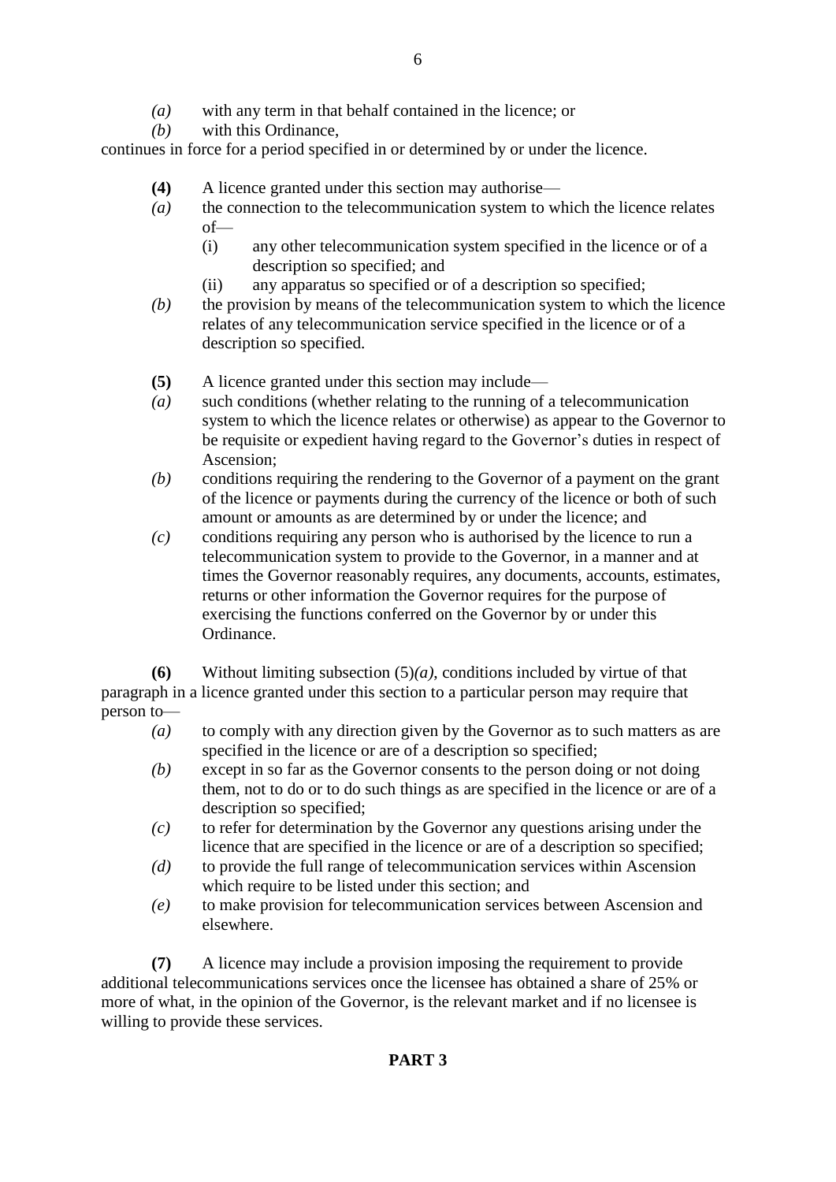*(a)* with any term in that behalf contained in the licence; or

*(b)* with this Ordinance,

continues in force for a period specified in or determined by or under the licence.

**(4)** A licence granted under this section may authorise—

*(a)* the connection to the telecommunication system to which the licence relates of—

(i) any other telecommunication system specified in the licence or of a description so specified; and

(ii) any apparatus so specified or of a description so specified;

*(b)* the provision by means of the telecommunication system to which the licence relates of any telecommunication service specified in the licence or of a description so specified.

**(5)** A licence granted under this section may include—

*(a)* such conditions (whether relating to the running of a telecommunication system to which the licence relates or otherwise) as appear to the Governor to be requisite or expedient having regard to the Governor's duties in respect of Ascension;

*(b)* conditions requiring the rendering to the Governor of a payment on the grant of the licence or payments during the currency of the licence or both of such amount or amounts as are determined by or under the licence; and

*(c)* conditions requiring any person who is authorised by the licence to run a telecommunication system to provide to the Governor, in a manner and at times the Governor reasonably requires, any documents, accounts, estimates, returns or other information the Governor requires for the purpose of exercising the functions conferred on the Governor by or under this Ordinance.

**(6)** Without limiting subsection (5)*(a)*, conditions included by virtue of that paragraph in a licence granted under this section to a particular person may require that person to—

*(a)* to comply with any direction given by the Governor as to such matters as are specified in the licence or are of a description so specified;

*(b)* except in so far as the Governor consents to the person doing or not doing them, not to do or to do such things as are specified in the licence or are of a description so specified;

*(c)* to refer for determination by the Governor any questions arising under the licence that are specified in the licence or are of a description so specified;

*(d)* to provide the full range of telecommunication services within Ascension which require to be listed under this section; and

*(e)* to make provision for telecommunication services between Ascension and elsewhere.

**(7)** A licence may include a provision imposing the requirement to provide additional telecommunications services once the licensee has obtained a share of 25% or more of what, in the opinion of the Governor, is the relevant market and if no licensee is willing to provide these services.

## PART 3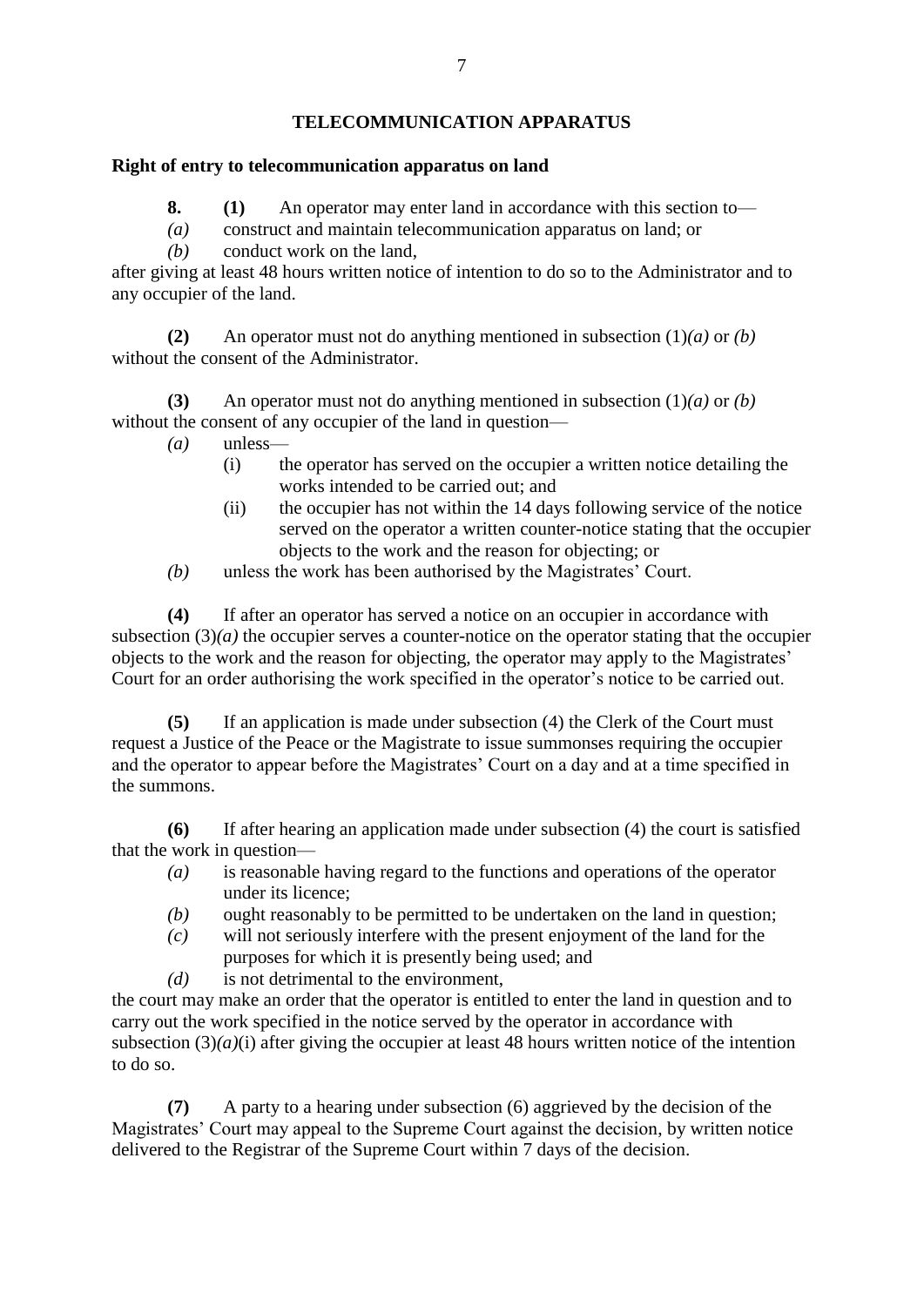## TELECOMMUNICATION APPARATUS

### Right of entry to telecommunication apparatus on land

**8. (1)** An operator may enter land in accordance with this section to—

*(a)* construct and maintain telecommunication apparatus on land; or

*(b)* conduct work on the land,

after giving at least 48 hours written notice of intention to do so to the Administrator and to any occupier of the land.

**(2)** An operator must not do anything mentioned in subsection (1)*(a)* or *(b)* without the consent of the Administrator.

**(3)** An operator must not do anything mentioned in subsection (1)*(a)* or *(b)* without the consent of any occupier of the land in question—

*(a)* unless—

(i) the operator has served on the occupier a written notice detailing the works intended to be carried out; and

(ii) the occupier has not within the 14 days following service of the notice served on the operator a written counter-notice stating that the occupier objects to the work and the reason for objecting; or

*(b)* unless the work has been authorised by the Magistrates' Court.

**(4)** If after an operator has served a notice on an occupier in accordance with subsection (3)*(a)* the occupier serves a counter-notice on the operator stating that the occupier objects to the work and the reason for objecting, the operator may apply to the Magistrates' Court for an order authorising the work specified in the operator's notice to be carried out.

**(5)** If an application is made under subsection (4) the Clerk of the Court must request a Justice of the Peace or the Magistrate to issue summonses requiring the occupier and the operator to appear before the Magistrates' Court on a day and at a time specified in the summons.

**(6)** If after hearing an application made under subsection (4) the court is satisfied that the work in question—

*(a)* is reasonable having regard to the functions and operations of the operator under its licence;

*(b)* ought reasonably to be permitted to be undertaken on the land in question;

*(c)* will not seriously interfere with the present enjoyment of the land for the purposes for which it is presently being used; and

*(d)* is not detrimental to the environment,

the court may make an order that the operator is entitled to enter the land in question and to carry out the work specified in the notice served by the operator in accordance with subsection (3)*(a)*(i) after giving the occupier at least 48 hours written notice of the intention to do so.

**(7)** A party to a hearing under subsection (6) aggrieved by the decision of the Magistrates' Court may appeal to the Supreme Court against the decision, by written notice delivered to the Registrar of the Supreme Court within 7 days of the decision.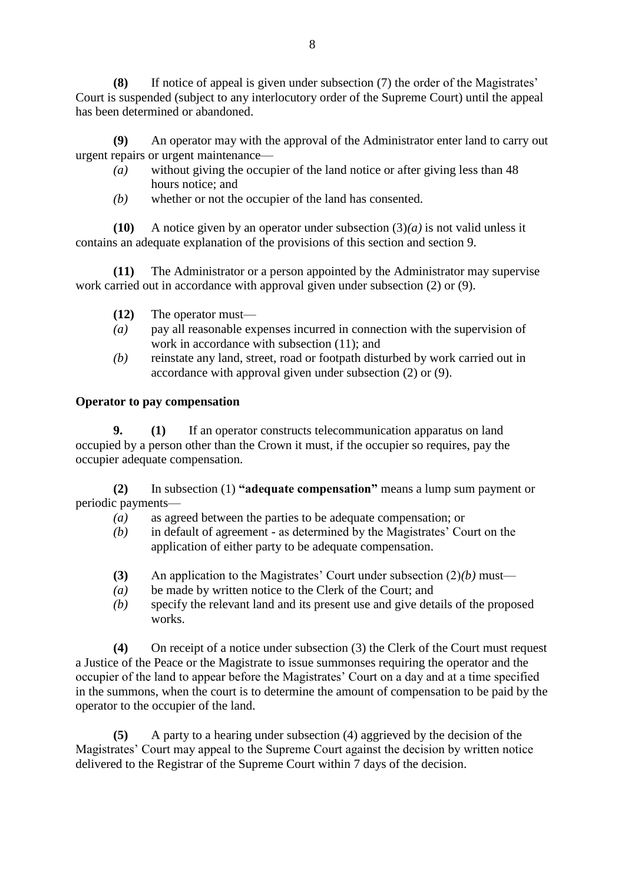**(8)** If notice of appeal is given under subsection (7) the order of the Magistrates' Court is suspended (subject to any interlocutory order of the Supreme Court) until the appeal has been determined or abandoned.

**(9)** An operator may with the approval of the Administrator enter land to carry out urgent repairs or urgent maintenance—

*(a)* without giving the occupier of the land notice or after giving less than 48 hours notice; and

*(b)* whether or not the occupier of the land has consented.

**(10)** A notice given by an operator under subsection (3)*(a)* is not valid unless it contains an adequate explanation of the provisions of this section and section 9.

**(11)** The Administrator or a person appointed by the Administrator may supervise work carried out in accordance with approval given under subsection (2) or (9).

**(12)** The operator must—

*(a)* pay all reasonable expenses incurred in connection with the supervision of work in accordance with subsection (11); and

*(b)* reinstate any land, street, road or footpath disturbed by work carried out in accordance with approval given under subsection (2) or (9).

**Operator to pay compensation**

**9. (1)** If an operator constructs telecommunication apparatus on land occupied by a person other than the Crown it must, if the occupier so requires, pay the occupier adequate compensation.

**(2)** In subsection (1) **"adequate compensation"** means a lump sum payment or periodic payments—

*(a)* as agreed between the parties to be adequate compensation; or

*(b)* in default of agreement - as determined by the Magistrates' Court on the application of either party to be adequate compensation.

**(3)** An application to the Magistrates' Court under subsection (2)*(b)* must—

*(a)* be made by written notice to the Clerk of the Court; and

*(b)* specify the relevant land and its present use and give details of the proposed works.

**(4)** On receipt of a notice under subsection (3) the Clerk of the Court must request a Justice of the Peace or the Magistrate to issue summonses requiring the operator and the occupier of the land to appear before the Magistrates' Court on a day and at a time specified in the summons, when the court is to determine the amount of compensation to be paid by the operator to the occupier of the land.

**(5)** A party to a hearing under subsection (4) aggrieved by the decision of the Magistrates' Court may appeal to the Supreme Court against the decision by written notice delivered to the Registrar of the Supreme Court within 7 days of the decision.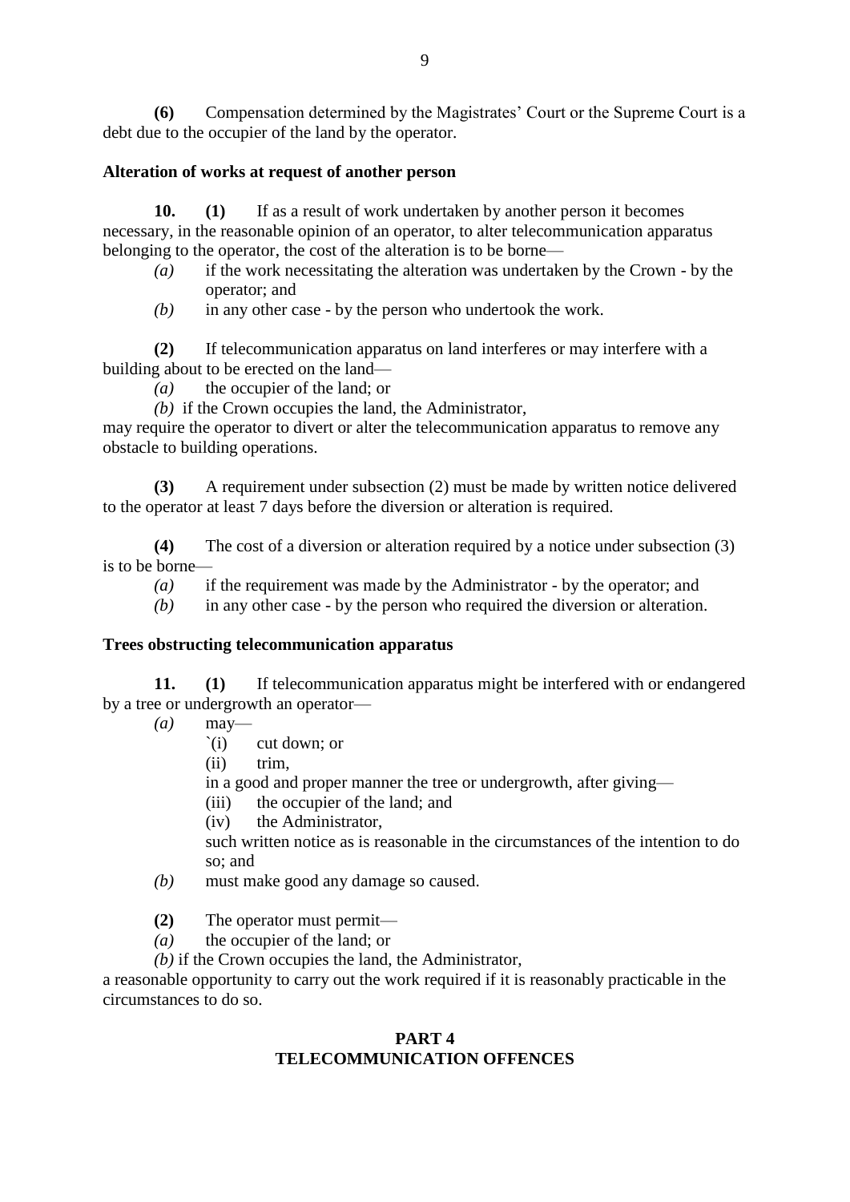**(6)** Compensation determined by the Magistrates' Court or the Supreme Court is a debt due to the occupier of the land by the operator.

**Alteration of works at request of another person**

**10. (1)** If as a result of work undertaken by another person it becomes necessary, in the reasonable opinion of an operator, to alter telecommunication apparatus belonging to the operator, the cost of the alteration is to be borne—

*(a)* if the work necessitating the alteration was undertaken by the Crown - by the operator; and

*(b)* in any other case - by the person who undertook the work.

**(2)** If telecommunication apparatus on land interferes or may interfere with a building about to be erected on the land—

*(a)* the occupier of the land; or

*(b)* if the Crown occupies the land, the Administrator,

may require the operator to divert or alter the telecommunication apparatus to remove any obstacle to building operations.

**(3)** A requirement under subsection (2) must be made by written notice delivered to the operator at least 7 days before the diversion or alteration is required.

**(4)** The cost of a diversion or alteration required by a notice under subsection (3) is to be borne—

*(a)* if the requirement was made by the Administrator - by the operator; and

*(b)* in any other case - by the person who required the diversion or alteration.

**Trees obstructing telecommunication apparatus**

**11. (1)** If telecommunication apparatus might be interfered with or endangered by a tree or undergrowth an operator—

*(a)* may—

`(i) cut down; or

(ii) trim,

in a good and proper manner the tree or undergrowth, after giving—

(iii) the occupier of the land; and

(iv) the Administrator,

such written notice as is reasonable in the circumstances of the intention to do so; and

*(b)* must make good any damage so caused.

**(2)** The operator must permit—

*(a)* the occupier of the land; or

*(b)* if the Crown occupies the land, the Administrator,

a reasonable opportunity to carry out the work required if it is reasonably practicable in the circumstances to do so.

## PART 4
## TELECOMMUNICATION OFFENCES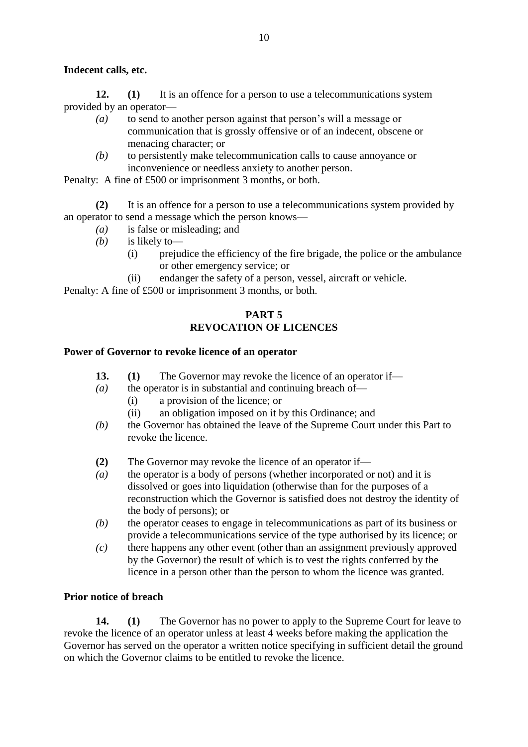**Indecent calls, etc.**

**12. (1)** It is an offence for a person to use a telecommunications system provided by an operator—

*(a)* to send to another person against that person's will a message or communication that is grossly offensive or of an indecent, obscene or menacing character; or

*(b)* to persistently make telecommunication calls to cause annoyance or inconvenience or needless anxiety to another person.

Penalty: A fine of £500 or imprisonment 3 months, or both.

**(2)** It is an offence for a person to use a telecommunications system provided by an operator to send a message which the person knows—

*(a)* is false or misleading; and

*(b)* is likely to—

(i) prejudice the efficiency of the fire brigade, the police or the ambulance or other emergency service; or

(ii) endanger the safety of a person, vessel, aircraft or vehicle.

Penalty: A fine of £500 or imprisonment 3 months, or both.

## PART 5
## REVOCATION OF LICENCES

**Power of Governor to revoke licence of an operator**

**13. (1)** The Governor may revoke the licence of an operator if—

*(a)* the operator is in substantial and continuing breach of—

(i) a provision of the licence; or

(ii) an obligation imposed on it by this Ordinance; and

*(b)* the Governor has obtained the leave of the Supreme Court under this Part to revoke the licence.

**(2)** The Governor may revoke the licence of an operator if—

*(a)* the operator is a body of persons (whether incorporated or not) and it is dissolved or goes into liquidation (otherwise than for the purposes of a reconstruction which the Governor is satisfied does not destroy the identity of the body of persons); or

*(b)* the operator ceases to engage in telecommunications as part of its business or provide a telecommunications service of the type authorised by its licence; or

*(c)* there happens any other event (other than an assignment previously approved by the Governor) the result of which is to vest the rights conferred by the licence in a person other than the person to whom the licence was granted.

**Prior notice of breach**

**14. (1)** The Governor has no power to apply to the Supreme Court for leave to revoke the licence of an operator unless at least 4 weeks before making the application the Governor has served on the operator a written notice specifying in sufficient detail the ground on which the Governor claims to be entitled to revoke the licence.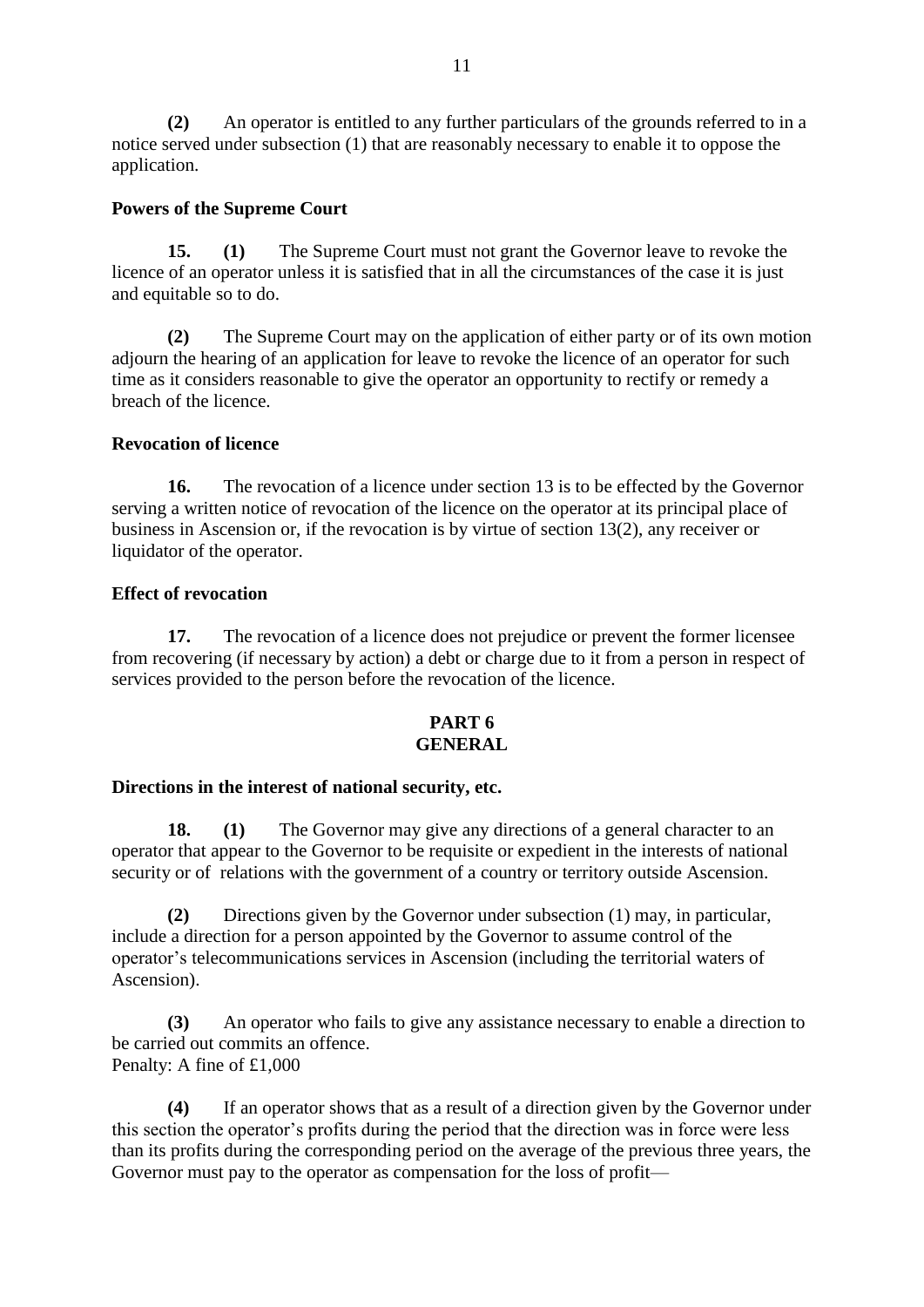**(2)** An operator is entitled to any further particulars of the grounds referred to in a notice served under subsection (1) that are reasonably necessary to enable it to oppose the application.

**Powers of the Supreme Court**

**15. (1)** The Supreme Court must not grant the Governor leave to revoke the licence of an operator unless it is satisfied that in all the circumstances of the case it is just and equitable so to do.

**(2)** The Supreme Court may on the application of either party or of its own motion adjourn the hearing of an application for leave to revoke the licence of an operator for such time as it considers reasonable to give the operator an opportunity to rectify or remedy a breach of the licence.

**Revocation of licence**

**16.** The revocation of a licence under section 13 is to be effected by the Governor serving a written notice of revocation of the licence on the operator at its principal place of business in Ascension or, if the revocation is by virtue of section 13(2), any receiver or liquidator of the operator.

**Effect of revocation**

**17.** The revocation of a licence does not prejudice or prevent the former licensee from recovering (if necessary by action) a debt or charge due to it from a person in respect of services provided to the person before the revocation of the licence.

## PART 6
## GENERAL

**Directions in the interest of national security, etc.**

**18. (1)** The Governor may give any directions of a general character to an operator that appear to the Governor to be requisite or expedient in the interests of national security or of relations with the government of a country or territory outside Ascension.

**(2)** Directions given by the Governor under subsection (1) may, in particular, include a direction for a person appointed by the Governor to assume control of the operator's telecommunications services in Ascension (including the territorial waters of Ascension).

**(3)** An operator who fails to give any assistance necessary to enable a direction to be carried out commits an offence.
Penalty: A fine of £1,000

**(4)** If an operator shows that as a result of a direction given by the Governor under this section the operator's profits during the period that the direction was in force were less than its profits during the corresponding period on the average of the previous three years, the Governor must pay to the operator as compensation for the loss of profit—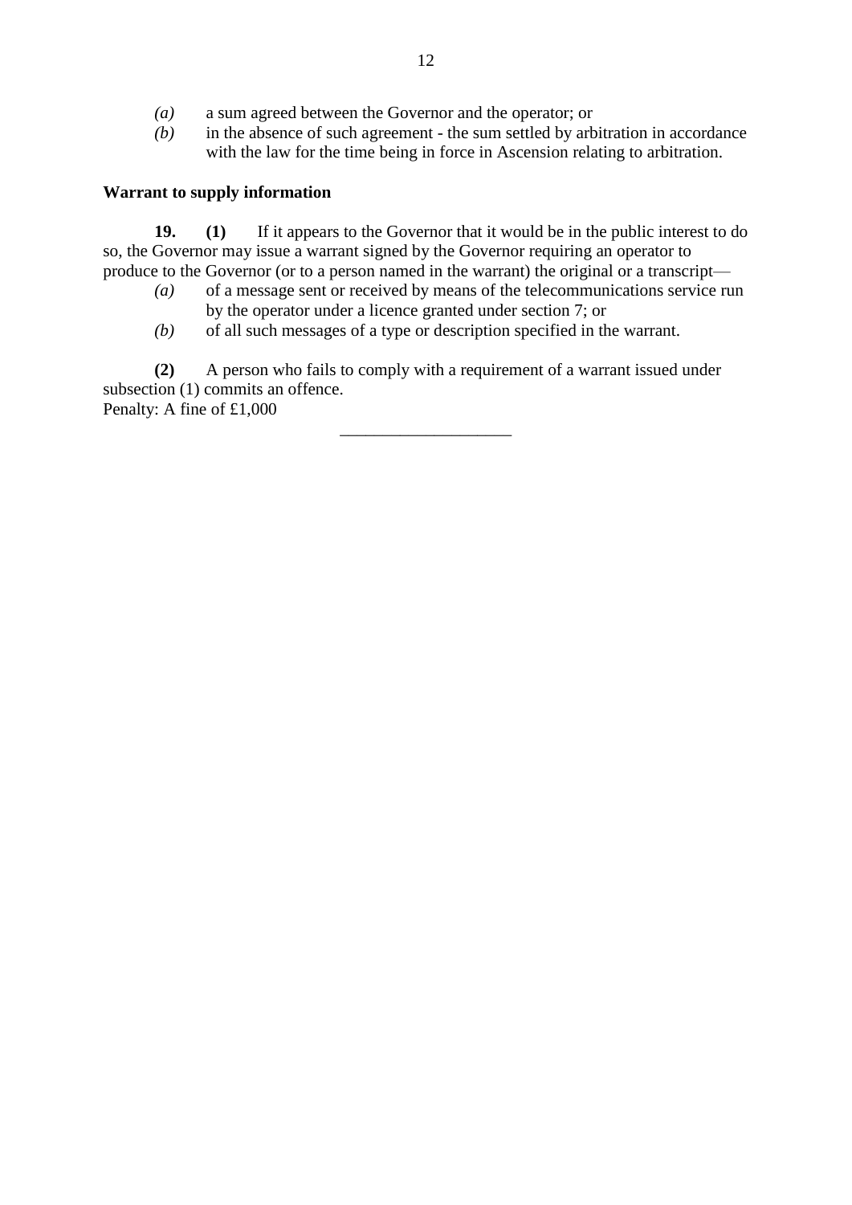*(a)* a sum agreed between the Governor and the operator; or

*(b)* in the absence of such agreement - the sum settled by arbitration in accordance with the law for the time being in force in Ascension relating to arbitration.

**Warrant to supply information**

**19. (1)** If it appears to the Governor that it would be in the public interest to do so, the Governor may issue a warrant signed by the Governor requiring an operator to produce to the Governor (or to a person named in the warrant) the original or a transcript—

*(a)* of a message sent or received by means of the telecommunications service run by the operator under a licence granted under section 7; or

*(b)* of all such messages of a type or description specified in the warrant.

**(2)** A person who fails to comply with a requirement of a warrant issued under subsection (1) commits an offence.
Penalty: A fine of £1,000

___________________